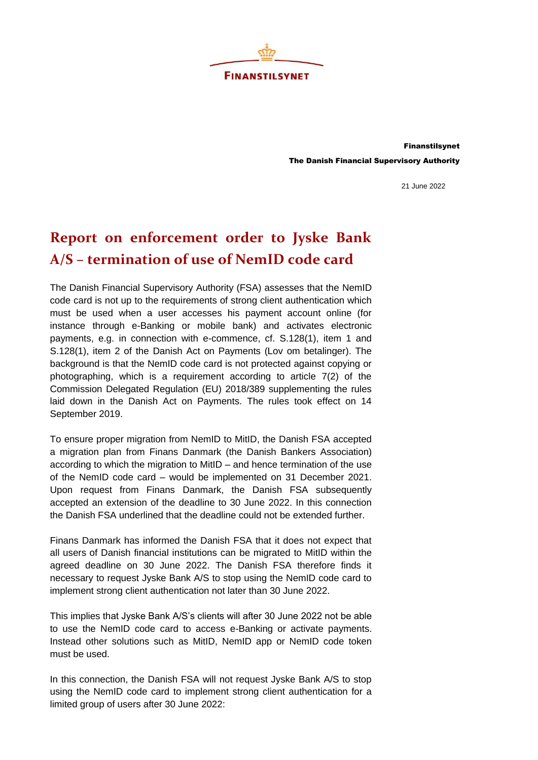FINANSTILSYNET

**Finanstilsynet**

**The Danish Financial Supervisory Authority**

21 June 2022

# Report on enforcement order to Jyske Bank A/S – termination of use of NemID code card

The Danish Financial Supervisory Authority (FSA) assesses that the NemID code card is not up to the requirements of strong client authentication which must be used when a user accesses his payment account online (for instance through e-Banking or mobile bank) and activates electronic payments, e.g. in connection with e-commence, cf. S.128(1), item 1 and S.128(1), item 2 of the Danish Act on Payments (Lov om betalinger). The background is that the NemID code card is not protected against copying or photographing, which is a requirement according to article 7(2) of the Commission Delegated Regulation (EU) 2018/389 supplementing the rules laid down in the Danish Act on Payments. The rules took effect on 14 September 2019.

To ensure proper migration from NemID to MitID, the Danish FSA accepted a migration plan from Finans Danmark (the Danish Bankers Association) according to which the migration to MitID – and hence termination of the use of the NemID code card – would be implemented on 31 December 2021. Upon request from Finans Danmark, the Danish FSA subsequently accepted an extension of the deadline to 30 June 2022. In this connection the Danish FSA underlined that the deadline could not be extended further.

Finans Danmark has informed the Danish FSA that it does not expect that all users of Danish financial institutions can be migrated to MitID within the agreed deadline on 30 June 2022. The Danish FSA therefore finds it necessary to request Jyske Bank A/S to stop using the NemID code card to implement strong client authentication not later than 30 June 2022.

This implies that Jyske Bank A/S's clients will after 30 June 2022 not be able to use the NemID code card to access e-Banking or activate payments. Instead other solutions such as MitID, NemID app or NemID code token must be used.

In this connection, the Danish FSA will not request Jyske Bank A/S to stop using the NemID code card to implement strong client authentication for a limited group of users after 30 June 2022: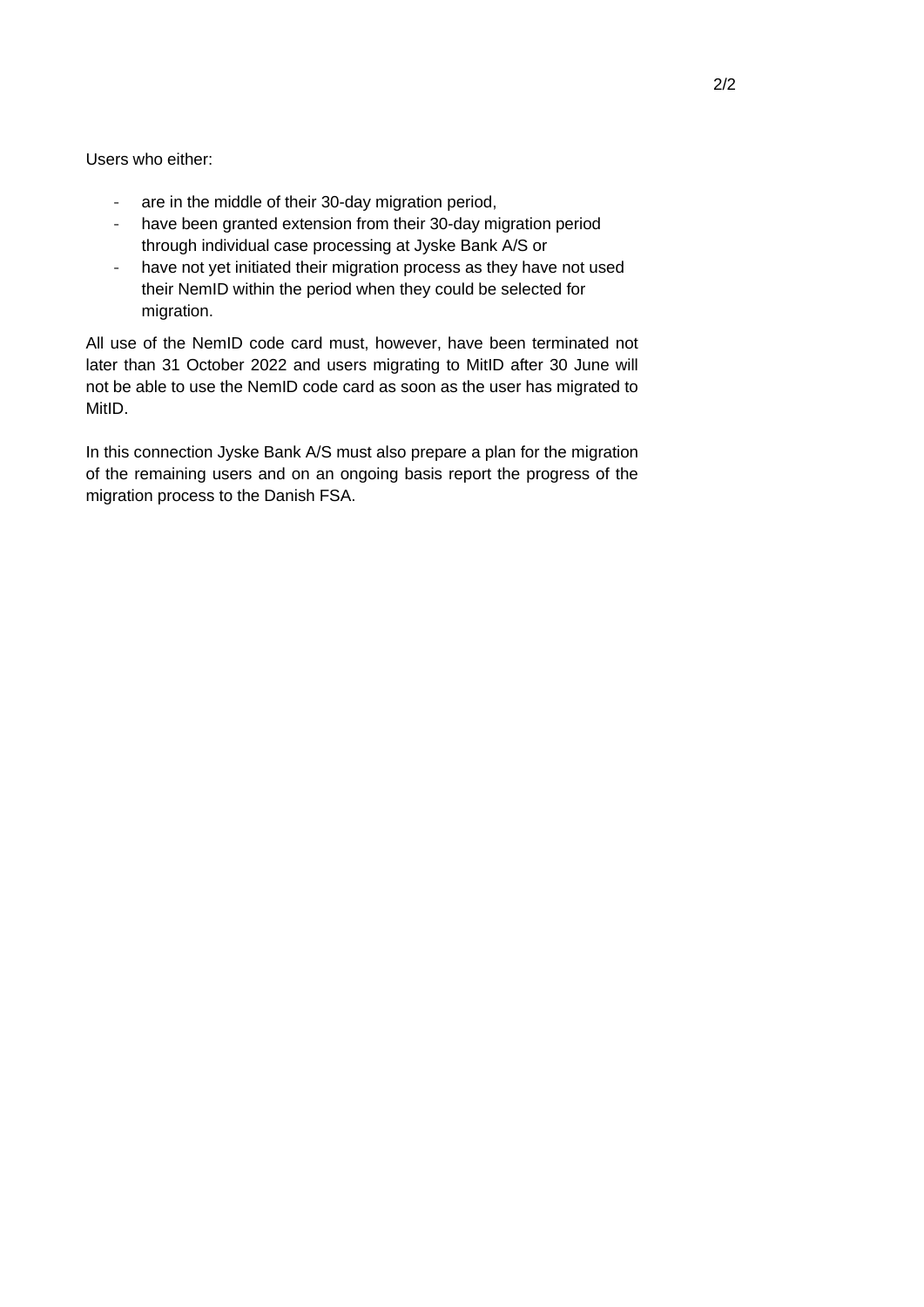Users who either:

- are in the middle of their 30-day migration period,
- have been granted extension from their 30-day migration period through individual case processing at Jyske Bank A/S or
- have not yet initiated their migration process as they have not used their NemID within the period when they could be selected for migration.

All use of the NemID code card must, however, have been terminated not later than 31 October 2022 and users migrating to MitID after 30 June will not be able to use the NemID code card as soon as the user has migrated to MitID.

In this connection Jyske Bank A/S must also prepare a plan for the migration of the remaining users and on an ongoing basis report the progress of the migration process to the Danish FSA.